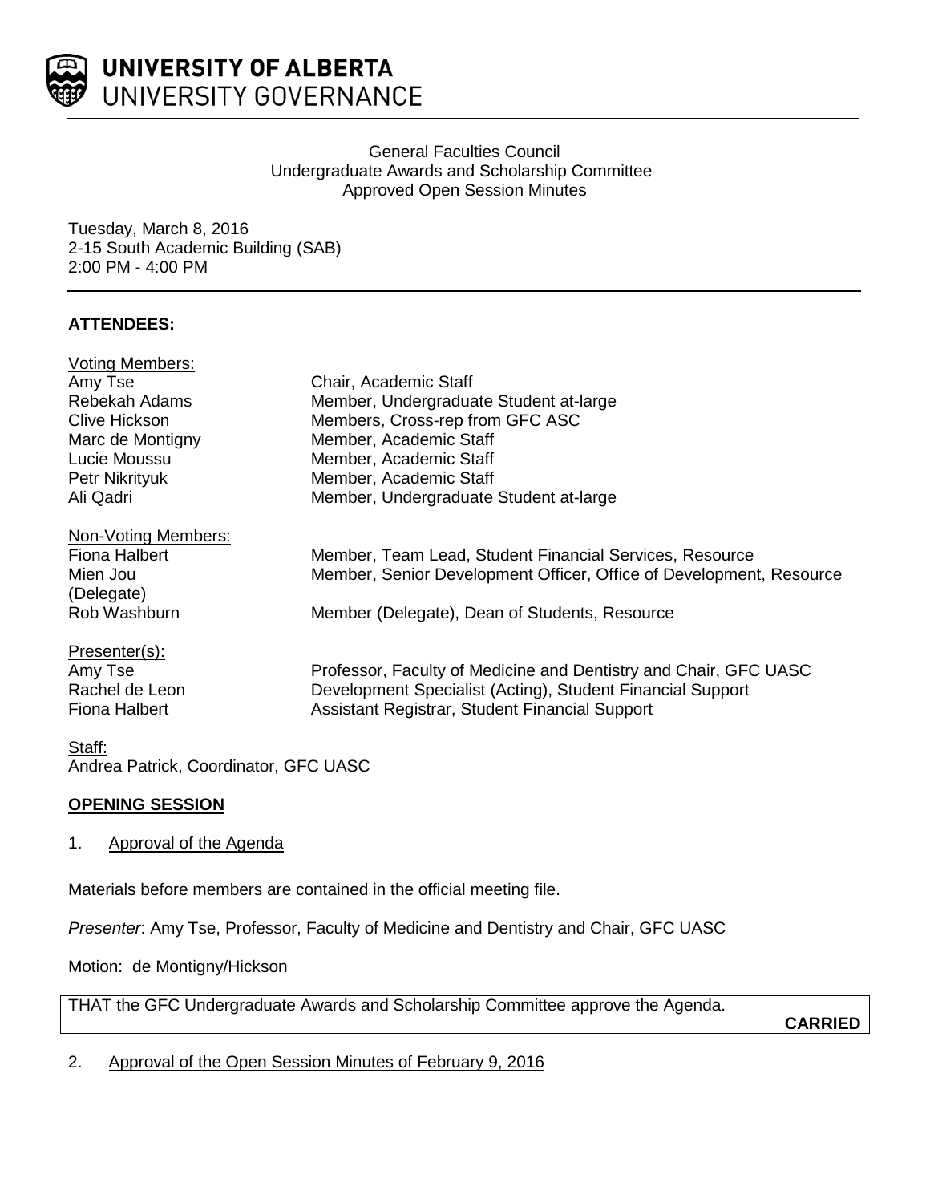**UNIVERSITY OF ALBERTA**
UNIVERSITY GOVERNANCE

General Faculties Council
Undergraduate Awards and Scholarship Committee
Approved Open Session Minutes

Tuesday, March 8, 2016
2-15 South Academic Building (SAB)
2:00 PM - 4:00 PM

## ATTENDEES:

Voting Members:

| | |
|---|---|
| Amy Tse | Chair, Academic Staff |
| Rebekah Adams | Member, Undergraduate Student at-large |
| Clive Hickson | Members, Cross-rep from GFC ASC |
| Marc de Montigny | Member, Academic Staff |
| Lucie Moussu | Member, Academic Staff |
| Petr Nikrityuk | Member, Academic Staff |
| Ali Qadri | Member, Undergraduate Student at-large |

Non-Voting Members:

| | |
|---|---|
| Fiona Halbert | Member, Team Lead, Student Financial Services, Resource |
| Mien Jou (Delegate) | Member, Senior Development Officer, Office of Development, Resource |
| Rob Washburn | Member (Delegate), Dean of Students, Resource |

Presenter(s):

| | |
|---|---|
| Amy Tse | Professor, Faculty of Medicine and Dentistry and Chair, GFC UASC |
| Rachel de Leon | Development Specialist (Acting), Student Financial Support |
| Fiona Halbert | Assistant Registrar, Student Financial Support |

Staff:
Andrea Patrick, Coordinator, GFC UASC

## OPENING SESSION

1. Approval of the Agenda

Materials before members are contained in the official meeting file.

*Presenter*: Amy Tse, Professor, Faculty of Medicine and Dentistry and Chair, GFC UASC

Motion: de Montigny/Hickson

THAT the GFC Undergraduate Awards and Scholarship Committee approve the Agenda.

**CARRIED**

2. Approval of the Open Session Minutes of February 9, 2016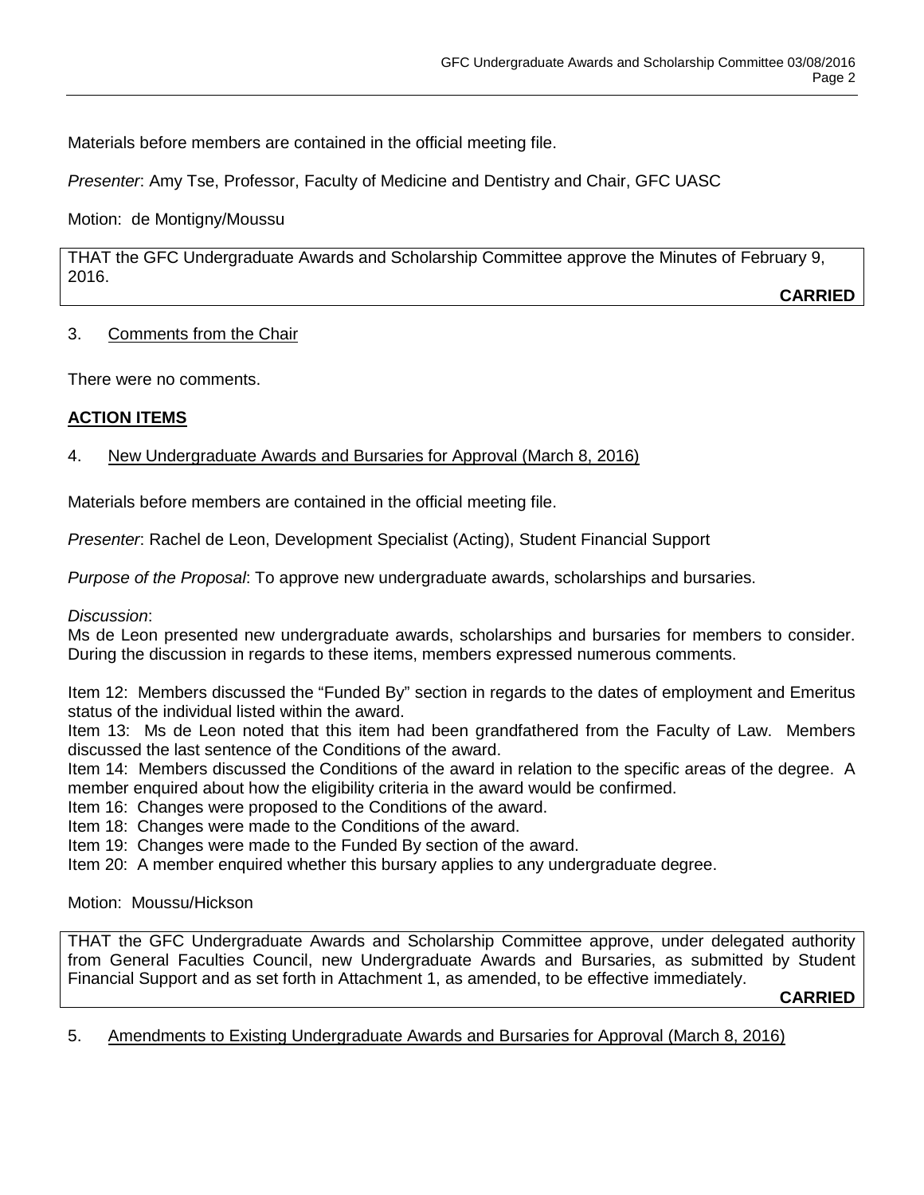Materials before members are contained in the official meeting file.

*Presenter*: Amy Tse, Professor, Faculty of Medicine and Dentistry and Chair, GFC UASC

Motion: de Montigny/Moussu

THAT the GFC Undergraduate Awards and Scholarship Committee approve the Minutes of February 9, 2016.

**CARRIED**

3. Comments from the Chair

There were no comments.

## ACTION ITEMS

4. New Undergraduate Awards and Bursaries for Approval (March 8, 2016)

Materials before members are contained in the official meeting file.

*Presenter*: Rachel de Leon, Development Specialist (Acting), Student Financial Support

*Purpose of the Proposal*: To approve new undergraduate awards, scholarships and bursaries.

*Discussion*:
Ms de Leon presented new undergraduate awards, scholarships and bursaries for members to consider. During the discussion in regards to these items, members expressed numerous comments.

Item 12: Members discussed the "Funded By" section in regards to the dates of employment and Emeritus status of the individual listed within the award.
Item 13: Ms de Leon noted that this item had been grandfathered from the Faculty of Law. Members discussed the last sentence of the Conditions of the award.
Item 14: Members discussed the Conditions of the award in relation to the specific areas of the degree. A member enquired about how the eligibility criteria in the award would be confirmed.
Item 16: Changes were proposed to the Conditions of the award.
Item 18: Changes were made to the Conditions of the award.
Item 19: Changes were made to the Funded By section of the award.
Item 20: A member enquired whether this bursary applies to any undergraduate degree.

Motion: Moussu/Hickson

THAT the GFC Undergraduate Awards and Scholarship Committee approve, under delegated authority from General Faculties Council, new Undergraduate Awards and Bursaries, as submitted by Student Financial Support and as set forth in Attachment 1, as amended, to be effective immediately.

**CARRIED**

5. Amendments to Existing Undergraduate Awards and Bursaries for Approval (March 8, 2016)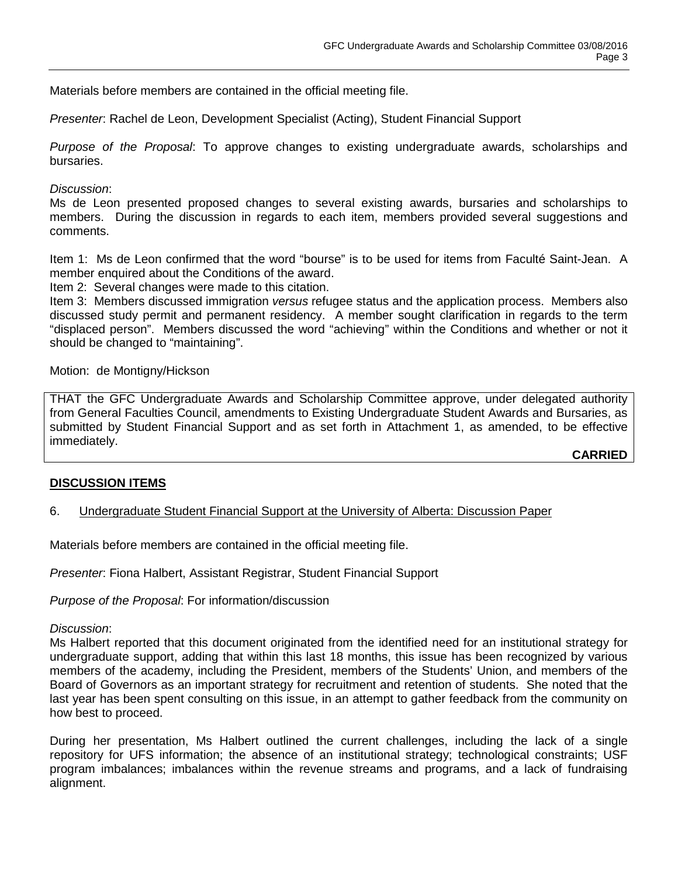Materials before members are contained in the official meeting file.

*Presenter*: Rachel de Leon, Development Specialist (Acting), Student Financial Support

*Purpose of the Proposal*: To approve changes to existing undergraduate awards, scholarships and bursaries.

*Discussion*:
Ms de Leon presented proposed changes to several existing awards, bursaries and scholarships to members. During the discussion in regards to each item, members provided several suggestions and comments.

Item 1: Ms de Leon confirmed that the word "bourse" is to be used for items from Faculté Saint-Jean. A member enquired about the Conditions of the award.
Item 2: Several changes were made to this citation.
Item 3: Members discussed immigration *versus* refugee status and the application process. Members also discussed study permit and permanent residency. A member sought clarification in regards to the term "displaced person". Members discussed the word "achieving" within the Conditions and whether or not it should be changed to "maintaining".

Motion: de Montigny/Hickson

THAT the GFC Undergraduate Awards and Scholarship Committee approve, under delegated authority from General Faculties Council, amendments to Existing Undergraduate Student Awards and Bursaries, as submitted by Student Financial Support and as set forth in Attachment 1, as amended, to be effective immediately.

**CARRIED**

## DISCUSSION ITEMS

6. Undergraduate Student Financial Support at the University of Alberta: Discussion Paper

Materials before members are contained in the official meeting file.

*Presenter*: Fiona Halbert, Assistant Registrar, Student Financial Support

*Purpose of the Proposal*: For information/discussion

*Discussion*:
Ms Halbert reported that this document originated from the identified need for an institutional strategy for undergraduate support, adding that within this last 18 months, this issue has been recognized by various members of the academy, including the President, members of the Students' Union, and members of the Board of Governors as an important strategy for recruitment and retention of students. She noted that the last year has been spent consulting on this issue, in an attempt to gather feedback from the community on how best to proceed.

During her presentation, Ms Halbert outlined the current challenges, including the lack of a single repository for UFS information; the absence of an institutional strategy; technological constraints; USF program imbalances; imbalances within the revenue streams and programs, and a lack of fundraising alignment.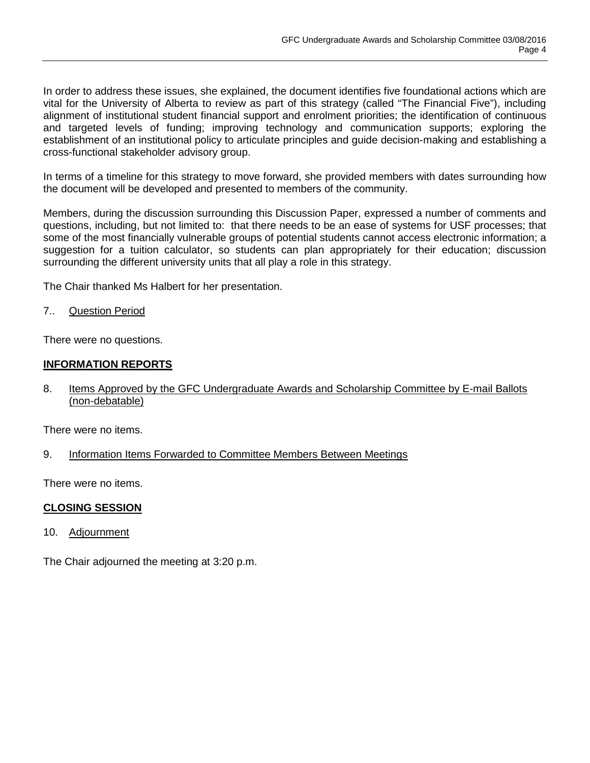In order to address these issues, she explained, the document identifies five foundational actions which are vital for the University of Alberta to review as part of this strategy (called "The Financial Five"), including alignment of institutional student financial support and enrolment priorities; the identification of continuous and targeted levels of funding; improving technology and communication supports; exploring the establishment of an institutional policy to articulate principles and guide decision-making and establishing a cross-functional stakeholder advisory group.

In terms of a timeline for this strategy to move forward, she provided members with dates surrounding how the document will be developed and presented to members of the community.

Members, during the discussion surrounding this Discussion Paper, expressed a number of comments and questions, including, but not limited to: that there needs to be an ease of systems for USF processes; that some of the most financially vulnerable groups of potential students cannot access electronic information; a suggestion for a tuition calculator, so students can plan appropriately for their education; discussion surrounding the different university units that all play a role in this strategy.

The Chair thanked Ms Halbert for her presentation.

7.. Question Period

There were no questions.

**INFORMATION REPORTS**

8. Items Approved by the GFC Undergraduate Awards and Scholarship Committee by E-mail Ballots (non-debatable)

There were no items.

9. Information Items Forwarded to Committee Members Between Meetings

There were no items.

**CLOSING SESSION**

10. Adjournment

The Chair adjourned the meeting at 3:20 p.m.